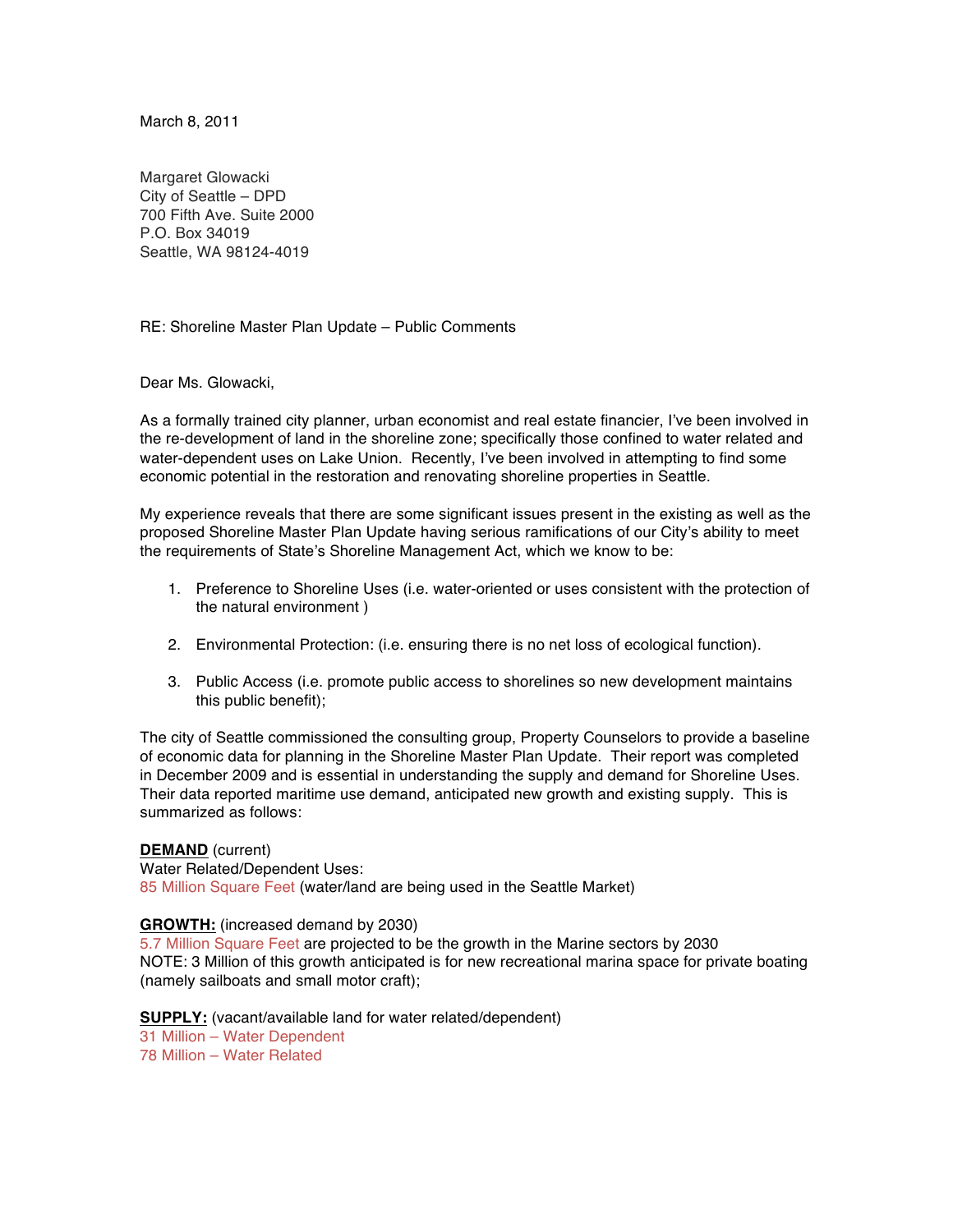March 8, 2011

Margaret Glowacki
City of Seattle – DPD
700 Fifth Ave. Suite 2000
P.O. Box 34019
Seattle, WA 98124-4019

RE: Shoreline Master Plan Update – Public Comments

Dear Ms. Glowacki,

As a formally trained city planner, urban economist and real estate financier, I've been involved in the re-development of land in the shoreline zone; specifically those confined to water related and water-dependent uses on Lake Union. Recently, I've been involved in attempting to find some economic potential in the restoration and renovating shoreline properties in Seattle.

My experience reveals that there are some significant issues present in the existing as well as the proposed Shoreline Master Plan Update having serious ramifications of our City's ability to meet the requirements of State's Shoreline Management Act, which we know to be:

1. Preference to Shoreline Uses (i.e. water-oriented or uses consistent with the protection of the natural environment )

2. Environmental Protection: (i.e. ensuring there is no net loss of ecological function).

3. Public Access (i.e. promote public access to shorelines so new development maintains this public benefit);

The city of Seattle commissioned the consulting group, Property Counselors to provide a baseline of economic data for planning in the Shoreline Master Plan Update. Their report was completed in December 2009 and is essential in understanding the supply and demand for Shoreline Uses. Their data reported maritime use demand, anticipated new growth and existing supply. This is summarized as follows:

**DEMAND** (current)
Water Related/Dependent Uses:
85 Million Square Feet (water/land are being used in the Seattle Market)

**GROWTH:** (increased demand by 2030)
5.7 Million Square Feet are projected to be the growth in the Marine sectors by 2030
NOTE: 3 Million of this growth anticipated is for new recreational marina space for private boating (namely sailboats and small motor craft);

**SUPPLY:** (vacant/available land for water related/dependent)
31 Million – Water Dependent
78 Million – Water Related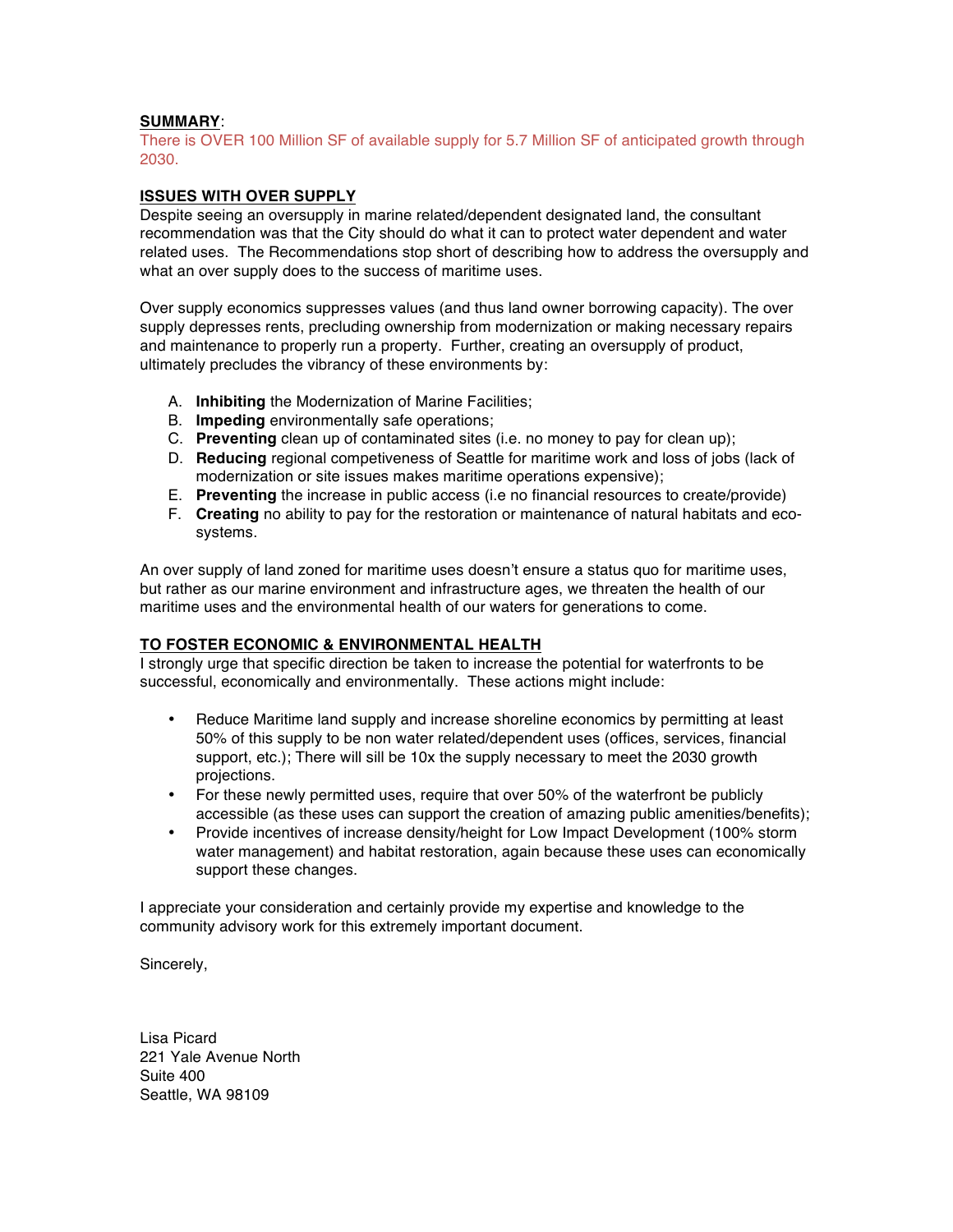**SUMMARY**:

There is OVER 100 Million SF of available supply for 5.7 Million SF of anticipated growth through 2030.

**ISSUES WITH OVER SUPPLY**

Despite seeing an oversupply in marine related/dependent designated land, the consultant recommendation was that the City should do what it can to protect water dependent and water related uses. The Recommendations stop short of describing how to address the oversupply and what an over supply does to the success of maritime uses.

Over supply economics suppresses values (and thus land owner borrowing capacity). The over supply depresses rents, precluding ownership from modernization or making necessary repairs and maintenance to properly run a property. Further, creating an oversupply of product, ultimately precludes the vibrancy of these environments by:

A. **Inhibiting** the Modernization of Marine Facilities;
B. **Impeding** environmentally safe operations;
C. **Preventing** clean up of contaminated sites (i.e. no money to pay for clean up);
D. **Reducing** regional competiveness of Seattle for maritime work and loss of jobs (lack of modernization or site issues makes maritime operations expensive);
E. **Preventing** the increase in public access (i.e no financial resources to create/provide)
F. **Creating** no ability to pay for the restoration or maintenance of natural habitats and eco-systems.

An over supply of land zoned for maritime uses doesn't ensure a status quo for maritime uses, but rather as our marine environment and infrastructure ages, we threaten the health of our maritime uses and the environmental health of our waters for generations to come.

**TO FOSTER ECONOMIC & ENVIRONMENTAL HEALTH**

I strongly urge that specific direction be taken to increase the potential for waterfronts to be successful, economically and environmentally. These actions might include:

- Reduce Maritime land supply and increase shoreline economics by permitting at least 50% of this supply to be non water related/dependent uses (offices, services, financial support, etc.); There will sill be 10x the supply necessary to meet the 2030 growth projections.
- For these newly permitted uses, require that over 50% of the waterfront be publicly accessible (as these uses can support the creation of amazing public amenities/benefits);
- Provide incentives of increase density/height for Low Impact Development (100% storm water management) and habitat restoration, again because these uses can economically support these changes.

I appreciate your consideration and certainly provide my expertise and knowledge to the community advisory work for this extremely important document.

Sincerely,

Lisa Picard
221 Yale Avenue North
Suite 400
Seattle, WA 98109